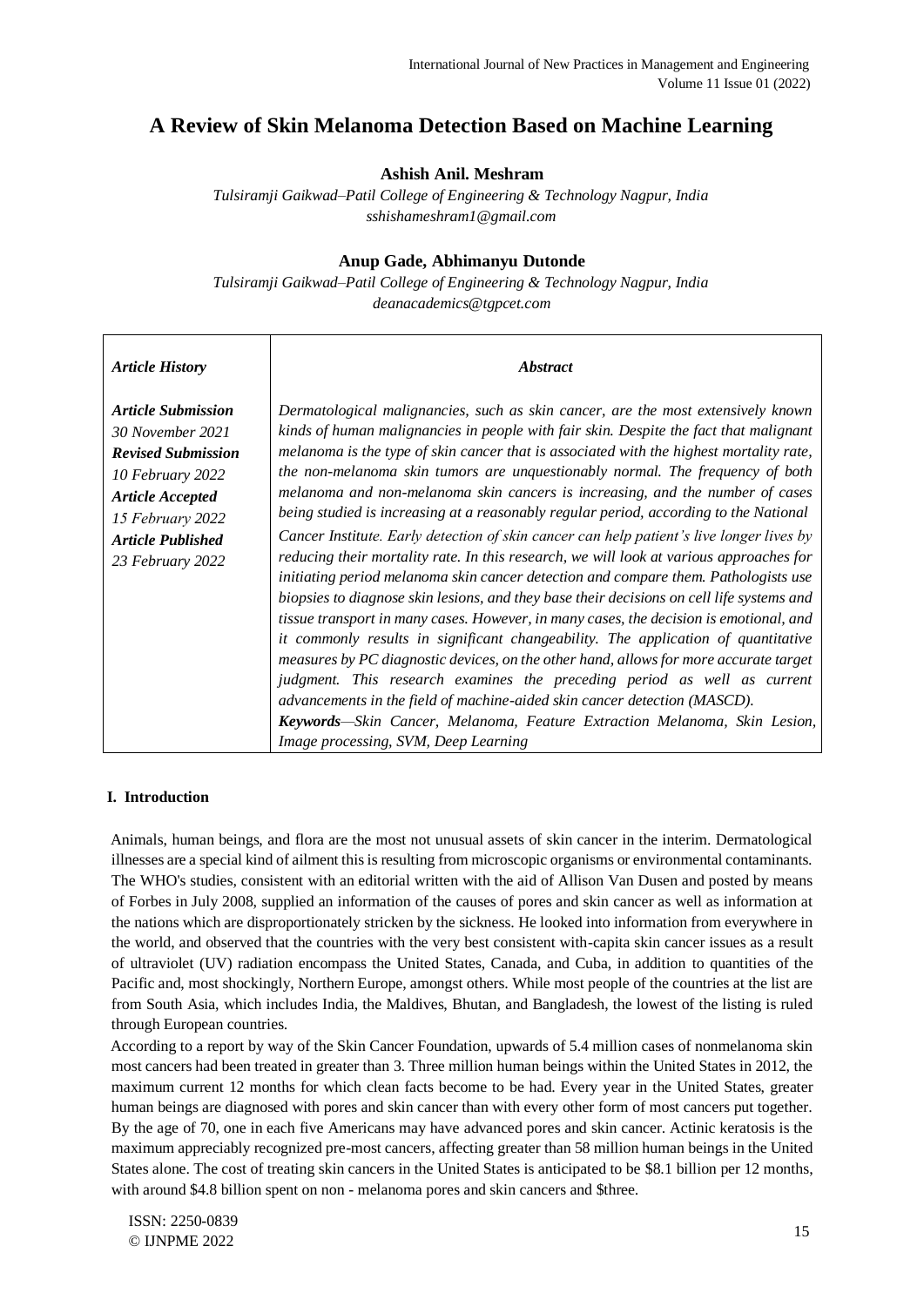# A Review of Skin Melanoma Detection Based on Machine Learning

**Ashish Anil. Meshram**

*Tulsiramji Gaikwad–Patil College of Engineering & Technology Nagpur, India*
*sshishameshram1@gmail.com*

**Anup Gade, Abhimanyu Dutonde**

*Tulsiramji Gaikwad–Patil College of Engineering & Technology Nagpur, India*
*deanacademics@tgpcet.com*

| ***Article History*** | ***Abstract*** |
|---|---|
| ***Article Submission*** *30 November 2021* ***Revised Submission*** *10 February 2022* ***Article Accepted*** *15 February 2022* ***Article Published*** *23 February 2022* | *Dermatological malignancies, such as skin cancer, are the most extensively known kinds of human malignancies in people with fair skin. Despite the fact that malignant melanoma is the type of skin cancer that is associated with the highest mortality rate, the non-melanoma skin tumors are unquestionably normal. The frequency of both melanoma and non-melanoma skin cancers is increasing, and the number of cases being studied is increasing at a reasonably regular period, according to the National Cancer Institute. Early detection of skin cancer can help patient's live longer lives by reducing their mortality rate. In this research, we will look at various approaches for initiating period melanoma skin cancer detection and compare them. Pathologists use biopsies to diagnose skin lesions, and they base their decisions on cell life systems and tissue transport in many cases. However, in many cases, the decision is emotional, and it commonly results in significant changeability. The application of quantitative measures by PC diagnostic devices, on the other hand, allows for more accurate target judgment. This research examines the preceding period as well as current advancements in the field of machine-aided skin cancer detection (MASCD).* ***Keywords****—Skin Cancer, Melanoma, Feature Extraction Melanoma, Skin Lesion, Image processing, SVM, Deep Learning* |

## I. Introduction

Animals, human beings, and flora are the most not unusual assets of skin cancer in the interim. Dermatological illnesses are a special kind of ailment this is resulting from microscopic organisms or environmental contaminants. The WHO's studies, consistent with an editorial written with the aid of Allison Van Dusen and posted by means of Forbes in July 2008, supplied an information of the causes of pores and skin cancer as well as information at the nations which are disproportionately stricken by the sickness. He looked into information from everywhere in the world, and observed that the countries with the very best consistent with-capita skin cancer issues as a result of ultraviolet (UV) radiation encompass the United States, Canada, and Cuba, in addition to quantities of the Pacific and, most shockingly, Northern Europe, amongst others. While most people of the countries at the list are from South Asia, which includes India, the Maldives, Bhutan, and Bangladesh, the lowest of the listing is ruled through European countries.

According to a report by way of the Skin Cancer Foundation, upwards of 5.4 million cases of nonmelanoma skin most cancers had been treated in greater than 3. Three million human beings within the United States in 2012, the maximum current 12 months for which clean facts become to be had. Every year in the United States, greater human beings are diagnosed with pores and skin cancer than with every other form of most cancers put together. By the age of 70, one in each five Americans may have advanced pores and skin cancer. Actinic keratosis is the maximum appreciably recognized pre-most cancers, affecting greater than 58 million human beings in the United States alone. The cost of treating skin cancers in the United States is anticipated to be $8.1 billion per 12 months, with around $4.8 billion spent on non - melanoma pores and skin cancers and $three.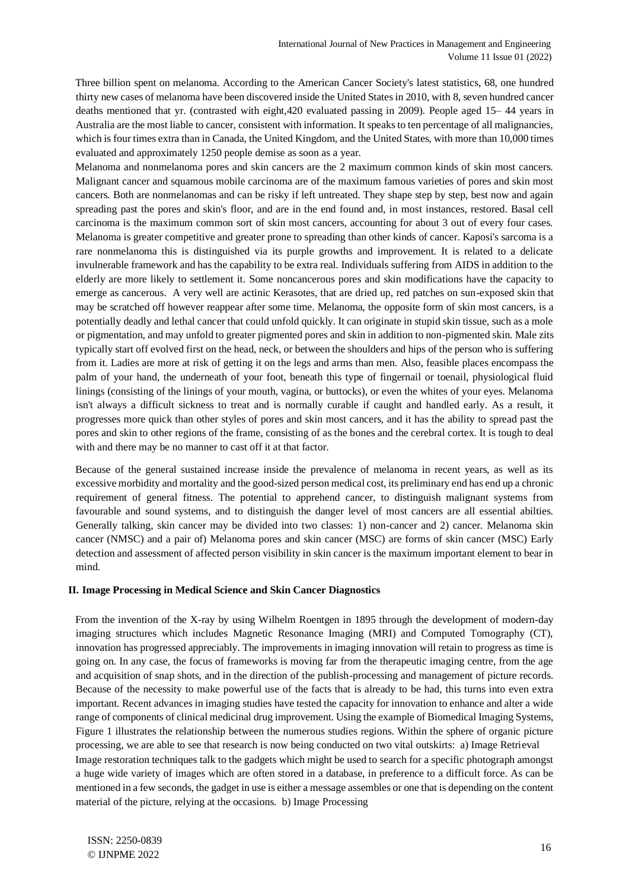Three billion spent on melanoma. According to the American Cancer Society's latest statistics, 68, one hundred thirty new cases of melanoma have been discovered inside the United States in 2010, with 8, seven hundred cancer deaths mentioned that yr. (contrasted with eight,420 evaluated passing in 2009). People aged 15– 44 years in Australia are the most liable to cancer, consistent with information. It speaks to ten percentage of all malignancies, which is four times extra than in Canada, the United Kingdom, and the United States, with more than 10,000 times evaluated and approximately 1250 people demise as soon as a year.

Melanoma and nonmelanoma pores and skin cancers are the 2 maximum common kinds of skin most cancers. Malignant cancer and squamous mobile carcinoma are of the maximum famous varieties of pores and skin most cancers. Both are nonmelanomas and can be risky if left untreated. They shape step by step, best now and again spreading past the pores and skin's floor, and are in the end found and, in most instances, restored. Basal cell carcinoma is the maximum common sort of skin most cancers, accounting for about 3 out of every four cases. Melanoma is greater competitive and greater prone to spreading than other kinds of cancer. Kaposi's sarcoma is a rare nonmelanoma this is distinguished via its purple growths and improvement. It is related to a delicate invulnerable framework and has the capability to be extra real. Individuals suffering from AIDS in addition to the elderly are more likely to settlement it. Some noncancerous pores and skin modifications have the capacity to emerge as cancerous. A very well are actinic Kerasotes, that are dried up, red patches on sun-exposed skin that may be scratched off however reappear after some time. Melanoma, the opposite form of skin most cancers, is a potentially deadly and lethal cancer that could unfold quickly. It can originate in stupid skin tissue, such as a mole or pigmentation, and may unfold to greater pigmented pores and skin in addition to non-pigmented skin. Male zits typically start off evolved first on the head, neck, or between the shoulders and hips of the person who is suffering from it. Ladies are more at risk of getting it on the legs and arms than men. Also, feasible places encompass the palm of your hand, the underneath of your foot, beneath this type of fingernail or toenail, physiological fluid linings (consisting of the linings of your mouth, vagina, or buttocks), or even the whites of your eyes. Melanoma isn't always a difficult sickness to treat and is normally curable if caught and handled early. As a result, it progresses more quick than other styles of pores and skin most cancers, and it has the ability to spread past the pores and skin to other regions of the frame, consisting of as the bones and the cerebral cortex. It is tough to deal with and there may be no manner to cast off it at that factor.

Because of the general sustained increase inside the prevalence of melanoma in recent years, as well as its excessive morbidity and mortality and the good-sized person medical cost, its preliminary end has end up a chronic requirement of general fitness. The potential to apprehend cancer, to distinguish malignant systems from favourable and sound systems, and to distinguish the danger level of most cancers are all essential abilties. Generally talking, skin cancer may be divided into two classes: 1) non-cancer and 2) cancer. Melanoma skin cancer (NMSC) and a pair of) Melanoma pores and skin cancer (MSC) are forms of skin cancer (MSC) Early detection and assessment of affected person visibility in skin cancer is the maximum important element to bear in mind.

## II. Image Processing in Medical Science and Skin Cancer Diagnostics

From the invention of the X-ray by using Wilhelm Roentgen in 1895 through the development of modern-day imaging structures which includes Magnetic Resonance Imaging (MRI) and Computed Tomography (CT), innovation has progressed appreciably. The improvements in imaging innovation will retain to progress as time is going on. In any case, the focus of frameworks is moving far from the therapeutic imaging centre, from the age and acquisition of snap shots, and in the direction of the publish-processing and management of picture records. Because of the necessity to make powerful use of the facts that is already to be had, this turns into even extra important. Recent advances in imaging studies have tested the capacity for innovation to enhance and alter a wide range of components of clinical medicinal drug improvement. Using the example of Biomedical Imaging Systems, Figure 1 illustrates the relationship between the numerous studies regions. Within the sphere of organic picture processing, we are able to see that research is now being conducted on two vital outskirts: a) Image Retrieval

Image restoration techniques talk to the gadgets which might be used to search for a specific photograph amongst a huge wide variety of images which are often stored in a database, in preference to a difficult force. As can be mentioned in a few seconds, the gadget in use is either a message assembles or one that is depending on the content material of the picture, relying at the occasions. b) Image Processing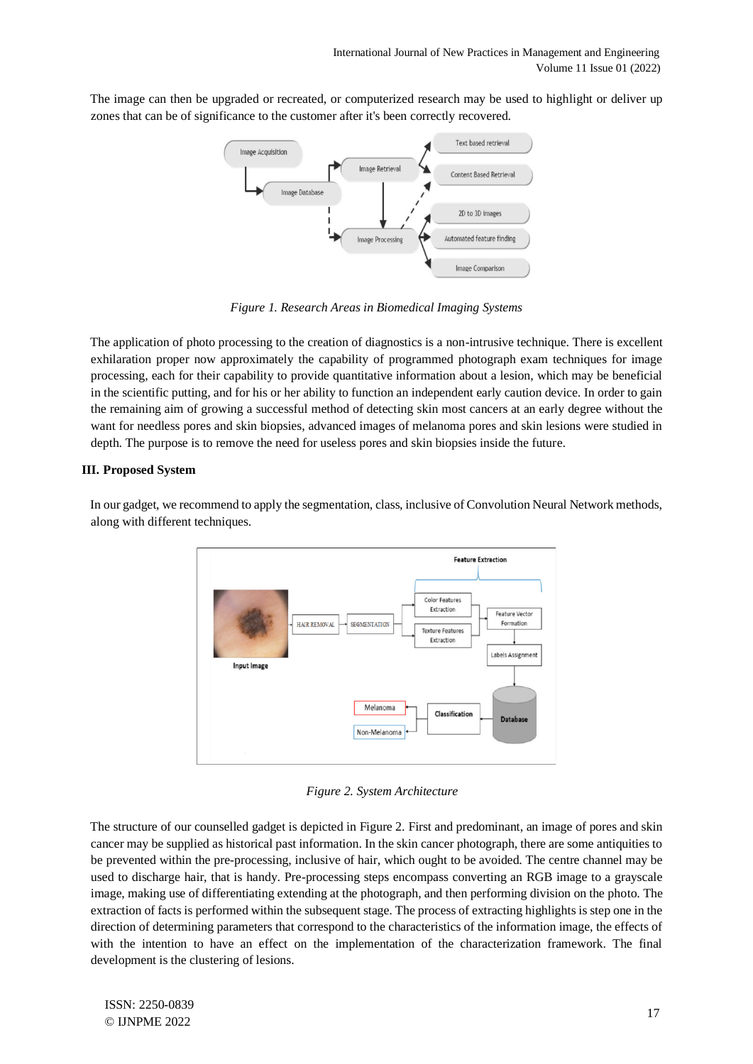The image can then be upgraded or recreated, or computerized research may be used to highlight or deliver up zones that can be of significance to the customer after it's been correctly recovered.

*Figure 1. Research Areas in Biomedical Imaging Systems*

The application of photo processing to the creation of diagnostics is a non-intrusive technique. There is excellent exhilaration proper now approximately the capability of programmed photograph exam techniques for image processing, each for their capability to provide quantitative information about a lesion, which may be beneficial in the scientific putting, and for his or her ability to function an independent early caution device. In order to gain the remaining aim of growing a successful method of detecting skin most cancers at an early degree without the want for needless pores and skin biopsies, advanced images of melanoma pores and skin lesions were studied in depth. The purpose is to remove the need for useless pores and skin biopsies inside the future.

### III. Proposed System

In our gadget, we recommend to apply the segmentation, class, inclusive of Convolution Neural Network methods, along with different techniques.

*Figure 2. System Architecture*

The structure of our counselled gadget is depicted in Figure 2. First and predominant, an image of pores and skin cancer may be supplied as historical past information. In the skin cancer photograph, there are some antiquities to be prevented within the pre-processing, inclusive of hair, which ought to be avoided. The centre channel may be used to discharge hair, that is handy. Pre-processing steps encompass converting an RGB image to a grayscale image, making use of differentiating extending at the photograph, and then performing division on the photo. The extraction of facts is performed within the subsequent stage. The process of extracting highlights is step one in the direction of determining parameters that correspond to the characteristics of the information image, the effects of with the intention to have an effect on the implementation of the characterization framework. The final development is the clustering of lesions.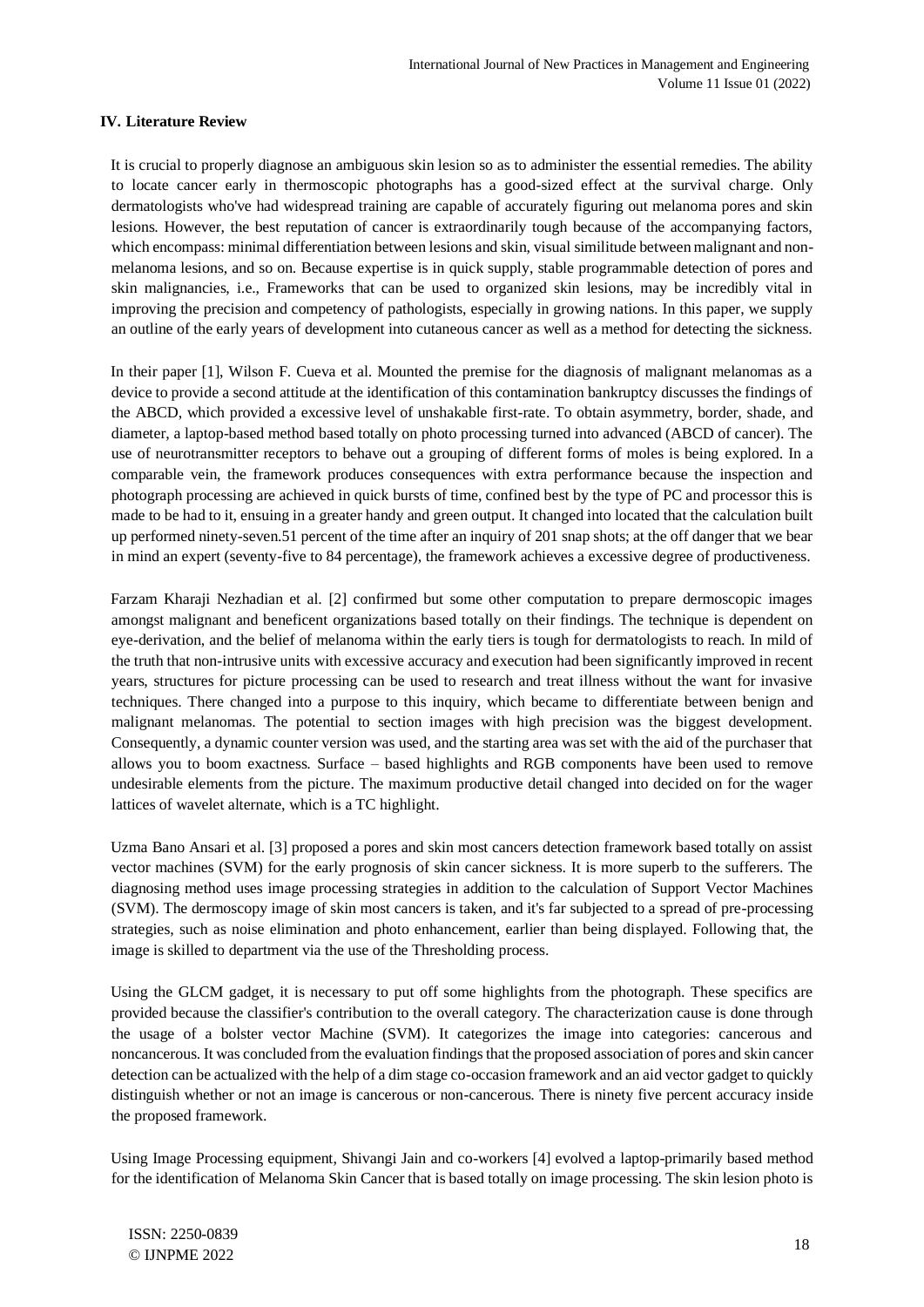### IV. Literature Review

It is crucial to properly diagnose an ambiguous skin lesion so as to administer the essential remedies. The ability to locate cancer early in thermoscopic photographs has a good-sized effect at the survival charge. Only dermatologists who've had widespread training are capable of accurately figuring out melanoma pores and skin lesions. However, the best reputation of cancer is extraordinarily tough because of the accompanying factors, which encompass: minimal differentiation between lesions and skin, visual similitude between malignant and non-melanoma lesions, and so on. Because expertise is in quick supply, stable programmable detection of pores and skin malignancies, i.e., Frameworks that can be used to organized skin lesions, may be incredibly vital in improving the precision and competency of pathologists, especially in growing nations. In this paper, we supply an outline of the early years of development into cutaneous cancer as well as a method for detecting the sickness.

In their paper [1], Wilson F. Cueva et al. Mounted the premise for the diagnosis of malignant melanomas as a device to provide a second attitude at the identification of this contamination bankruptcy discusses the findings of the ABCD, which provided a excessive level of unshakable first-rate. To obtain asymmetry, border, shade, and diameter, a laptop-based method based totally on photo processing turned into advanced (ABCD of cancer). The use of neurotransmitter receptors to behave out a grouping of different forms of moles is being explored. In a comparable vein, the framework produces consequences with extra performance because the inspection and photograph processing are achieved in quick bursts of time, confined best by the type of PC and processor this is made to be had to it, ensuing in a greater handy and green output. It changed into located that the calculation built up performed ninety-seven.51 percent of the time after an inquiry of 201 snap shots; at the off danger that we bear in mind an expert (seventy-five to 84 percentage), the framework achieves a excessive degree of productiveness.

Farzam Kharaji Nezhadian et al. [2] confirmed but some other computation to prepare dermoscopic images amongst malignant and beneficent organizations based totally on their findings. The technique is dependent on eye-derivation, and the belief of melanoma within the early tiers is tough for dermatologists to reach. In mild of the truth that non-intrusive units with excessive accuracy and execution had been significantly improved in recent years, structures for picture processing can be used to research and treat illness without the want for invasive techniques. There changed into a purpose to this inquiry, which became to differentiate between benign and malignant melanomas. The potential to section images with high precision was the biggest development. Consequently, a dynamic counter version was used, and the starting area was set with the aid of the purchaser that allows you to boom exactness. Surface – based highlights and RGB components have been used to remove undesirable elements from the picture. The maximum productive detail changed into decided on for the wager lattices of wavelet alternate, which is a TC highlight.

Uzma Bano Ansari et al. [3] proposed a pores and skin most cancers detection framework based totally on assist vector machines (SVM) for the early prognosis of skin cancer sickness. It is more superb to the sufferers. The diagnosing method uses image processing strategies in addition to the calculation of Support Vector Machines (SVM). The dermoscopy image of skin most cancers is taken, and it's far subjected to a spread of pre-processing strategies, such as noise elimination and photo enhancement, earlier than being displayed. Following that, the image is skilled to department via the use of the Thresholding process.

Using the GLCM gadget, it is necessary to put off some highlights from the photograph. These specifics are provided because the classifier's contribution to the overall category. The characterization cause is done through the usage of a bolster vector Machine (SVM). It categorizes the image into categories: cancerous and noncancerous. It was concluded from the evaluation findings that the proposed association of pores and skin cancer detection can be actualized with the help of a dim stage co-occasion framework and an aid vector gadget to quickly distinguish whether or not an image is cancerous or non-cancerous. There is ninety five percent accuracy inside the proposed framework.

Using Image Processing equipment, Shivangi Jain and co-workers [4] evolved a laptop-primarily based method for the identification of Melanoma Skin Cancer that is based totally on image processing. The skin lesion photo is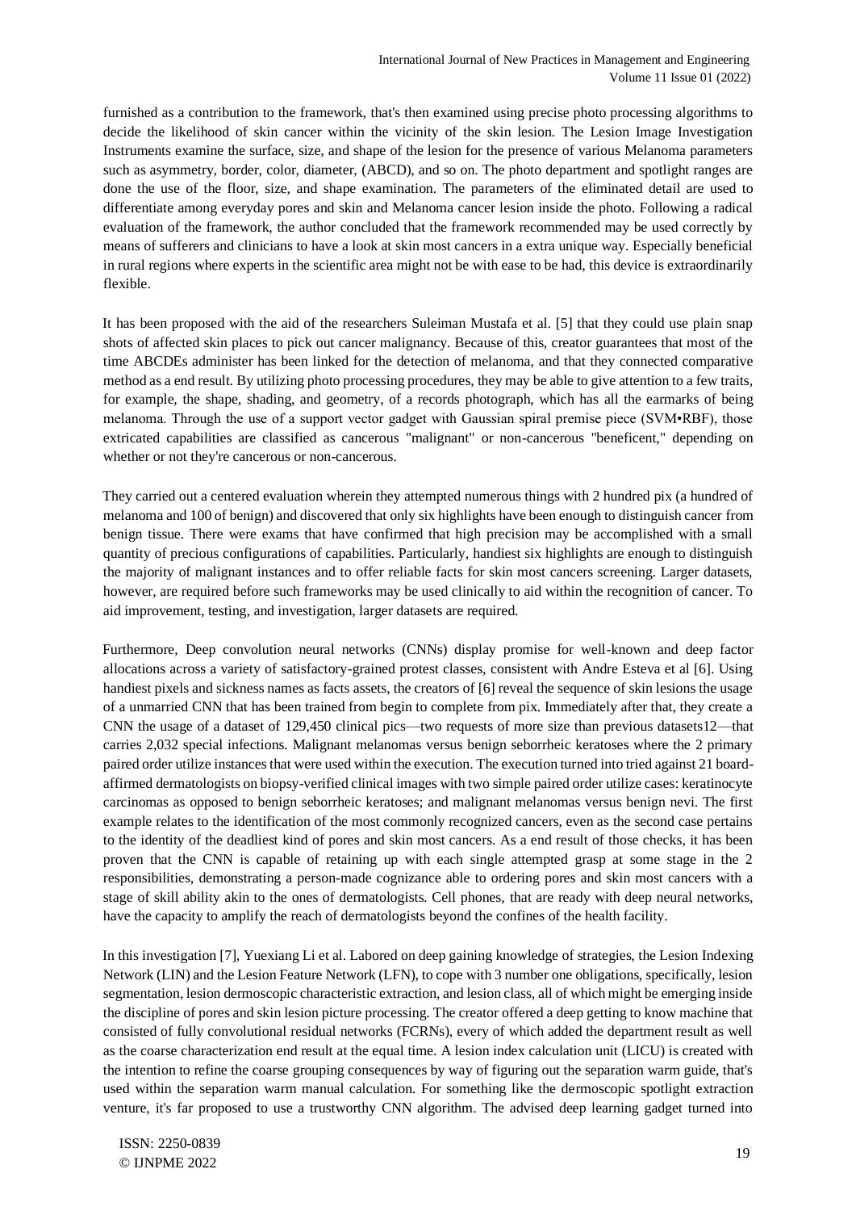furnished as a contribution to the framework, that's then examined using precise photo processing algorithms to decide the likelihood of skin cancer within the vicinity of the skin lesion. The Lesion Image Investigation Instruments examine the surface, size, and shape of the lesion for the presence of various Melanoma parameters such as asymmetry, border, color, diameter, (ABCD), and so on. The photo department and spotlight ranges are done the use of the floor, size, and shape examination. The parameters of the eliminated detail are used to differentiate among everyday pores and skin and Melanoma cancer lesion inside the photo. Following a radical evaluation of the framework, the author concluded that the framework recommended may be used correctly by means of sufferers and clinicians to have a look at skin most cancers in a extra unique way. Especially beneficial in rural regions where experts in the scientific area might not be with ease to be had, this device is extraordinarily flexible.

It has been proposed with the aid of the researchers Suleiman Mustafa et al. [5] that they could use plain snap shots of affected skin places to pick out cancer malignancy. Because of this, creator guarantees that most of the time ABCDEs administer has been linked for the detection of melanoma, and that they connected comparative method as a end result. By utilizing photo processing procedures, they may be able to give attention to a few traits, for example, the shape, shading, and geometry, of a records photograph, which has all the earmarks of being melanoma. Through the use of a support vector gadget with Gaussian spiral premise piece (SVM•RBF), those extricated capabilities are classified as cancerous "malignant" or non-cancerous "beneficent," depending on whether or not they're cancerous or non-cancerous.

They carried out a centered evaluation wherein they attempted numerous things with 2 hundred pix (a hundred of melanoma and 100 of benign) and discovered that only six highlights have been enough to distinguish cancer from benign tissue. There were exams that have confirmed that high precision may be accomplished with a small quantity of precious configurations of capabilities. Particularly, handiest six highlights are enough to distinguish the majority of malignant instances and to offer reliable facts for skin most cancers screening. Larger datasets, however, are required before such frameworks may be used clinically to aid within the recognition of cancer. To aid improvement, testing, and investigation, larger datasets are required.

Furthermore, Deep convolution neural networks (CNNs) display promise for well-known and deep factor allocations across a variety of satisfactory-grained protest classes, consistent with Andre Esteva et al [6]. Using handiest pixels and sickness names as facts assets, the creators of [6] reveal the sequence of skin lesions the usage of a unmarried CNN that has been trained from begin to complete from pix. Immediately after that, they create a CNN the usage of a dataset of 129,450 clinical pics—two requests of more size than previous datasets12—that carries 2,032 special infections. Malignant melanomas versus benign seborrheic keratoses where the 2 primary paired order utilize instances that were used within the execution. The execution turned into tried against 21 board-affirmed dermatologists on biopsy-verified clinical images with two simple paired order utilize cases: keratinocyte carcinomas as opposed to benign seborrheic keratoses; and malignant melanomas versus benign nevi. The first example relates to the identification of the most commonly recognized cancers, even as the second case pertains to the identity of the deadliest kind of pores and skin most cancers. As a end result of those checks, it has been proven that the CNN is capable of retaining up with each single attempted grasp at some stage in the 2 responsibilities, demonstrating a person-made cognizance able to ordering pores and skin most cancers with a stage of skill ability akin to the ones of dermatologists. Cell phones, that are ready with deep neural networks, have the capacity to amplify the reach of dermatologists beyond the confines of the health facility.

In this investigation [7], Yuexiang Li et al. Labored on deep gaining knowledge of strategies, the Lesion Indexing Network (LIN) and the Lesion Feature Network (LFN), to cope with 3 number one obligations, specifically, lesion segmentation, lesion dermoscopic characteristic extraction, and lesion class, all of which might be emerging inside the discipline of pores and skin lesion picture processing. The creator offered a deep getting to know machine that consisted of fully convolutional residual networks (FCRNs), every of which added the department result as well as the coarse characterization end result at the equal time. A lesion index calculation unit (LICU) is created with the intention to refine the coarse grouping consequences by way of figuring out the separation warm manual, that's used within the separation warm manual calculation. For something like the dermoscopic spotlight extraction venture, it's far proposed to use a trustworthy CNN algorithm. The advised deep learning gadget turned into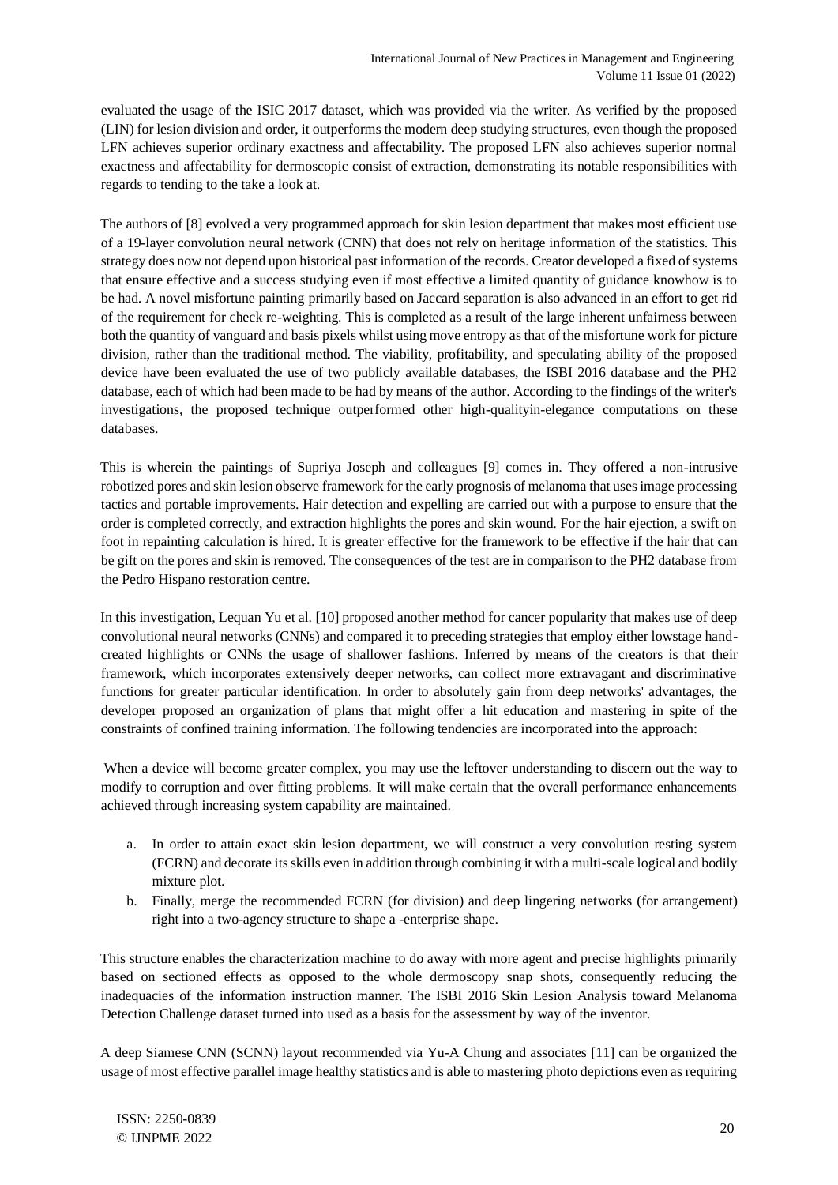evaluated the usage of the ISIC 2017 dataset, which was provided via the writer. As verified by the proposed (LIN) for lesion division and order, it outperforms the modern deep studying structures, even though the proposed LFN achieves superior ordinary exactness and affectability. The proposed LFN also achieves superior normal exactness and affectability for dermoscopic consist of extraction, demonstrating its notable responsibilities with regards to tending to the take a look at.

The authors of [8] evolved a very programmed approach for skin lesion department that makes most efficient use of a 19-layer convolution neural network (CNN) that does not rely on heritage information of the statistics. This strategy does now not depend upon historical past information of the records. Creator developed a fixed of systems that ensure effective and a success studying even if most effective a limited quantity of guidance knowhow is to be had. A novel misfortune painting primarily based on Jaccard separation is also advanced in an effort to get rid of the requirement for check re-weighting. This is completed as a result of the large inherent unfairness between both the quantity of vanguard and basis pixels whilst using move entropy as that of the misfortune work for picture division, rather than the traditional method. The viability, profitability, and speculating ability of the proposed device have been evaluated the use of two publicly available databases, the ISBI 2016 database and the PH2 database, each of which had been made to be had by means of the author. According to the findings of the writer's investigations, the proposed technique outperformed other high-qualityin-elegance computations on these databases.

This is wherein the paintings of Supriya Joseph and colleagues [9] comes in. They offered a non-intrusive robotized pores and skin lesion observe framework for the early prognosis of melanoma that uses image processing tactics and portable improvements. Hair detection and expelling are carried out with a purpose to ensure that the order is completed correctly, and extraction highlights the pores and skin wound. For the hair ejection, a swift on foot in repainting calculation is hired. It is greater effective for the framework to be effective if the hair that can be gift on the pores and skin is removed. The consequences of the test are in comparison to the PH2 database from the Pedro Hispano restoration centre.

In this investigation, Lequan Yu et al. [10] proposed another method for cancer popularity that makes use of deep convolutional neural networks (CNNs) and compared it to preceding strategies that employ either lowstage hand-created highlights or CNNs the usage of shallower fashions. Inferred by means of the creators is that their framework, which incorporates extensively deeper networks, can collect more extravagant and discriminative functions for greater particular identification. In order to absolutely gain from deep networks' advantages, the developer proposed an organization of plans that might offer a hit education and mastering in spite of the constraints of confined training information. The following tendencies are incorporated into the approach:

When a device will become greater complex, you may use the leftover understanding to discern out the way to modify to corruption and over fitting problems. It will make certain that the overall performance enhancements achieved through increasing system capability are maintained.

a. In order to attain exact skin lesion department, we will construct a very convolution resting system (FCRN) and decorate its skills even in addition through combining it with a multi-scale logical and bodily mixture plot.
b. Finally, merge the recommended FCRN (for division) and deep lingering networks (for arrangement) right into a two-agency structure to shape a -enterprise shape.

This structure enables the characterization machine to do away with more agent and precise highlights primarily based on sectioned effects as opposed to the whole dermoscopy snap shots, consequently reducing the inadequacies of the information instruction manner. The ISBI 2016 Skin Lesion Analysis toward Melanoma Detection Challenge dataset turned into used as a basis for the assessment by way of the inventor.

A deep Siamese CNN (SCNN) layout recommended via Yu-A Chung and associates [11] can be organized the usage of most effective parallel image healthy statistics and is able to mastering photo depictions even as requiring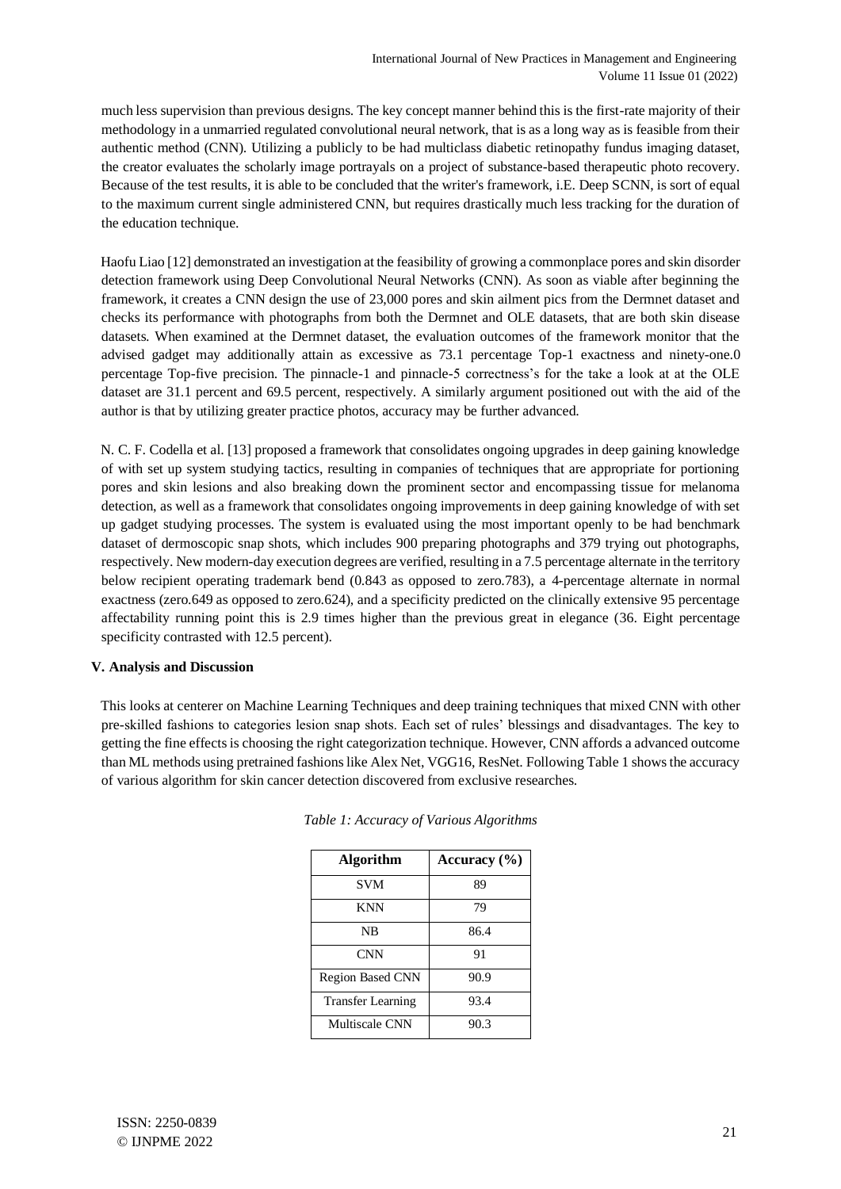much less supervision than previous designs. The key concept manner behind this is the first-rate majority of their methodology in a unmarried regulated convolutional neural network, that is as a long way as is feasible from their authentic method (CNN). Utilizing a publicly to be had multiclass diabetic retinopathy fundus imaging dataset, the creator evaluates the scholarly image portrayals on a project of substance-based therapeutic photo recovery. Because of the test results, it is able to be concluded that the writer's framework, i.E. Deep SCNN, is sort of equal to the maximum current single administered CNN, but requires drastically much less tracking for the duration of the education technique.

Haofu Liao [12] demonstrated an investigation at the feasibility of growing a commonplace pores and skin disorder detection framework using Deep Convolutional Neural Networks (CNN). As soon as viable after beginning the framework, it creates a CNN design the use of 23,000 pores and skin ailment pics from the Dermnet dataset and checks its performance with photographs from both the Dermnet and OLE datasets, that are both skin disease datasets. When examined at the Dermnet dataset, the evaluation outcomes of the framework monitor that the advised gadget may additionally attain as excessive as 73.1 percentage Top-1 exactness and ninety-one.0 percentage Top-five precision. The pinnacle-1 and pinnacle-5 correctness's for the take a look at at the OLE dataset are 31.1 percent and 69.5 percent, respectively. A similarly argument positioned out with the aid of the author is that by utilizing greater practice photos, accuracy may be further advanced.

N. C. F. Codella et al. [13] proposed a framework that consolidates ongoing upgrades in deep gaining knowledge of with set up system studying tactics, resulting in companies of techniques that are appropriate for portioning pores and skin lesions and also breaking down the prominent sector and encompassing tissue for melanoma detection, as well as a framework that consolidates ongoing improvements in deep gaining knowledge of with set up gadget studying processes. The system is evaluated using the most important openly to be had benchmark dataset of dermoscopic snap shots, which includes 900 preparing photographs and 379 trying out photographs, respectively. New modern-day execution degrees are verified, resulting in a 7.5 percentage alternate in the territory below recipient operating trademark bend (0.843 as opposed to zero.783), a 4-percentage alternate in normal exactness (zero.649 as opposed to zero.624), and a specificity predicted on the clinically extensive 95 percentage affectability running point this is 2.9 times higher than the previous great in elegance (36. Eight percentage specificity contrasted with 12.5 percent).

**V. Analysis and Discussion**

This looks at centerer on Machine Learning Techniques and deep training techniques that mixed CNN with other pre-skilled fashions to categories lesion snap shots. Each set of rules' blessings and disadvantages. The key to getting the fine effects is choosing the right categorization technique. However, CNN affords a advanced outcome than ML methods using pretrained fashions like Alex Net, VGG16, ResNet. Following Table 1 shows the accuracy of various algorithm for skin cancer detection discovered from exclusive researches.

*Table 1: Accuracy of Various Algorithms*

| Algorithm | Accuracy (%) |
|---|---|
| SVM | 89 |
| KNN | 79 |
| NB | 86.4 |
| CNN | 91 |
| Region Based CNN | 90.9 |
| Transfer Learning | 93.4 |
| Multiscale CNN | 90.3 |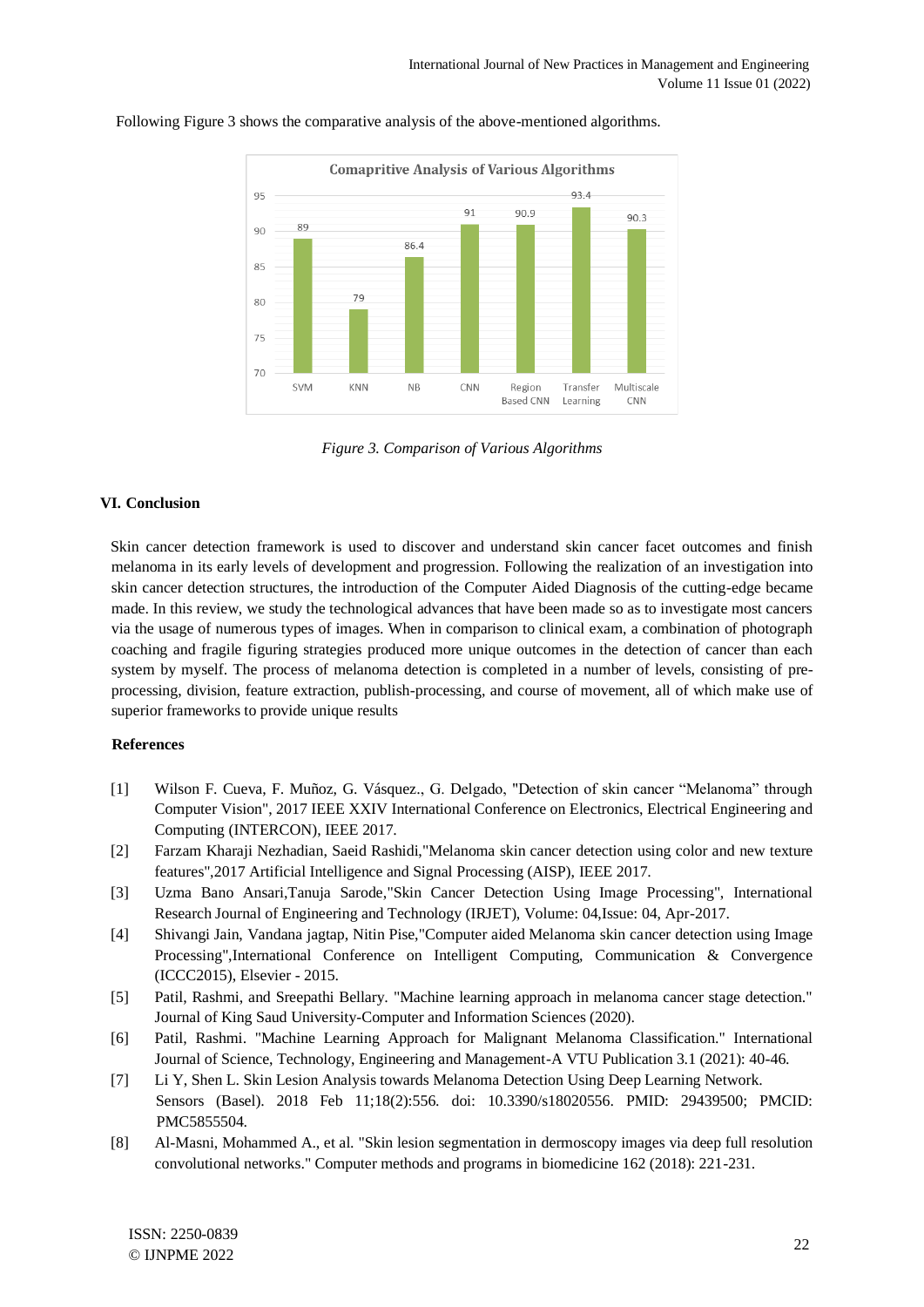Following Figure 3 shows the comparative analysis of the above-mentioned algorithms.

*Figure 3. Comparison of Various Algorithms*

## VI. Conclusion

Skin cancer detection framework is used to discover and understand skin cancer facet outcomes and finish melanoma in its early levels of development and progression. Following the realization of an investigation into skin cancer detection structures, the introduction of the Computer Aided Diagnosis of the cutting-edge became made. In this review, we study the technological advances that have been made so as to investigate most cancers via the usage of numerous types of images. When in comparison to clinical exam, a combination of photograph coaching and fragile figuring strategies produced more unique outcomes in the detection of cancer than each system by myself. The process of melanoma detection is completed in a number of levels, consisting of pre-processing, division, feature extraction, publish-processing, and course of movement, all of which make use of superior frameworks to provide unique results

## References

[1] Wilson F. Cueva, F. Muñoz, G. Vásquez., G. Delgado, "Detection of skin cancer "Melanoma" through Computer Vision", 2017 IEEE XXIV International Conference on Electronics, Electrical Engineering and Computing (INTERCON), IEEE 2017.

[2] Farzam Kharaji Nezhadian, Saeid Rashidi,"Melanoma skin cancer detection using color and new texture features",2017 Artificial Intelligence and Signal Processing (AISP), IEEE 2017.

[3] Uzma Bano Ansari,Tanuja Sarode,"Skin Cancer Detection Using Image Processing", International Research Journal of Engineering and Technology (IRJET), Volume: 04,Issue: 04, Apr-2017.

[4] Shivangi Jain, Vandana jagtap, Nitin Pise,"Computer aided Melanoma skin cancer detection using Image Processing",International Conference on Intelligent Computing, Communication & Convergence (ICCC2015), Elsevier - 2015.

[5] Patil, Rashmi, and Sreepathi Bellary. "Machine learning approach in melanoma cancer stage detection." Journal of King Saud University-Computer and Information Sciences (2020).

[6] Patil, Rashmi. "Machine Learning Approach for Malignant Melanoma Classification." International Journal of Science, Technology, Engineering and Management-A VTU Publication 3.1 (2021): 40-46.

[7] Li Y, Shen L. Skin Lesion Analysis towards Melanoma Detection Using Deep Learning Network. Sensors (Basel). 2018 Feb 11;18(2):556. doi: 10.3390/s18020556. PMID: 29439500; PMCID: PMC5855504.

[8] Al-Masni, Mohammed A., et al. "Skin lesion segmentation in dermoscopy images via deep full resolution convolutional networks." Computer methods and programs in biomedicine 162 (2018): 221-231.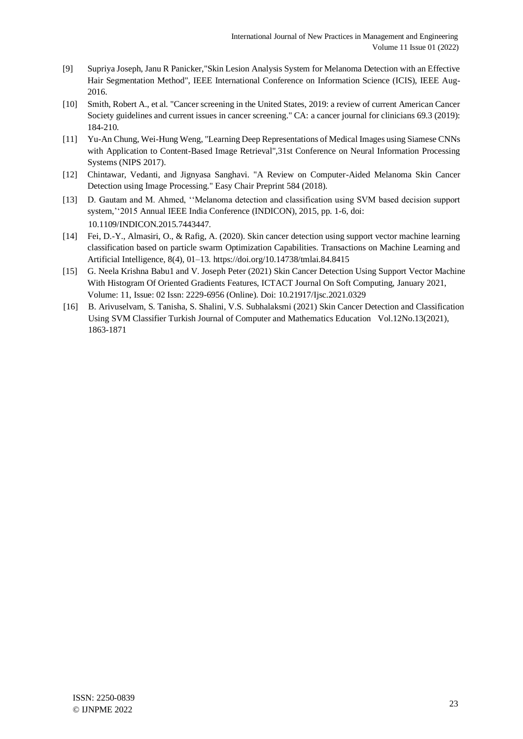[9] Supriya Joseph, Janu R Panicker,"Skin Lesion Analysis System for Melanoma Detection with an Effective Hair Segmentation Method", IEEE International Conference on Information Science (ICIS), IEEE Aug-2016.

[10] Smith, Robert A., et al. "Cancer screening in the United States, 2019: a review of current American Cancer Society guidelines and current issues in cancer screening." CA: a cancer journal for clinicians 69.3 (2019): 184-210.

[11] Yu-An Chung, Wei-Hung Weng, "Learning Deep Representations of Medical Images using Siamese CNNs with Application to Content-Based Image Retrieval",31st Conference on Neural Information Processing Systems (NIPS 2017).

[12] Chintawar, Vedanti, and Jignyasa Sanghavi. "A Review on Computer-Aided Melanoma Skin Cancer Detection using Image Processing." Easy Chair Preprint 584 (2018).

[13] D. Gautam and M. Ahmed, ‘‘Melanoma detection and classification using SVM based decision support system,’‘2015 Annual IEEE India Conference (INDICON), 2015, pp. 1-6, doi: 10.1109/INDICON.2015.7443447.

[14] Fei, D.-Y., Almasiri, O., & Rafig, A. (2020). Skin cancer detection using support vector machine learning classification based on particle swarm Optimization Capabilities. Transactions on Machine Learning and Artificial Intelligence, 8(4), 01–13. https://doi.org/10.14738/tmlai.84.8415

[15] G. Neela Krishna Babu1 and V. Joseph Peter (2021) Skin Cancer Detection Using Support Vector Machine With Histogram Of Oriented Gradients Features, ICTACT Journal On Soft Computing, January 2021, Volume: 11, Issue: 02 Issn: 2229-6956 (Online). Doi: 10.21917/Ijsc.2021.0329

[16] B. Arivuselvam, S. Tanisha, S. Shalini, V.S. Subhalaksmi (2021) Skin Cancer Detection and Classification Using SVM Classifier Turkish Journal of Computer and Mathematics Education Vol.12No.13(2021), 1863-1871